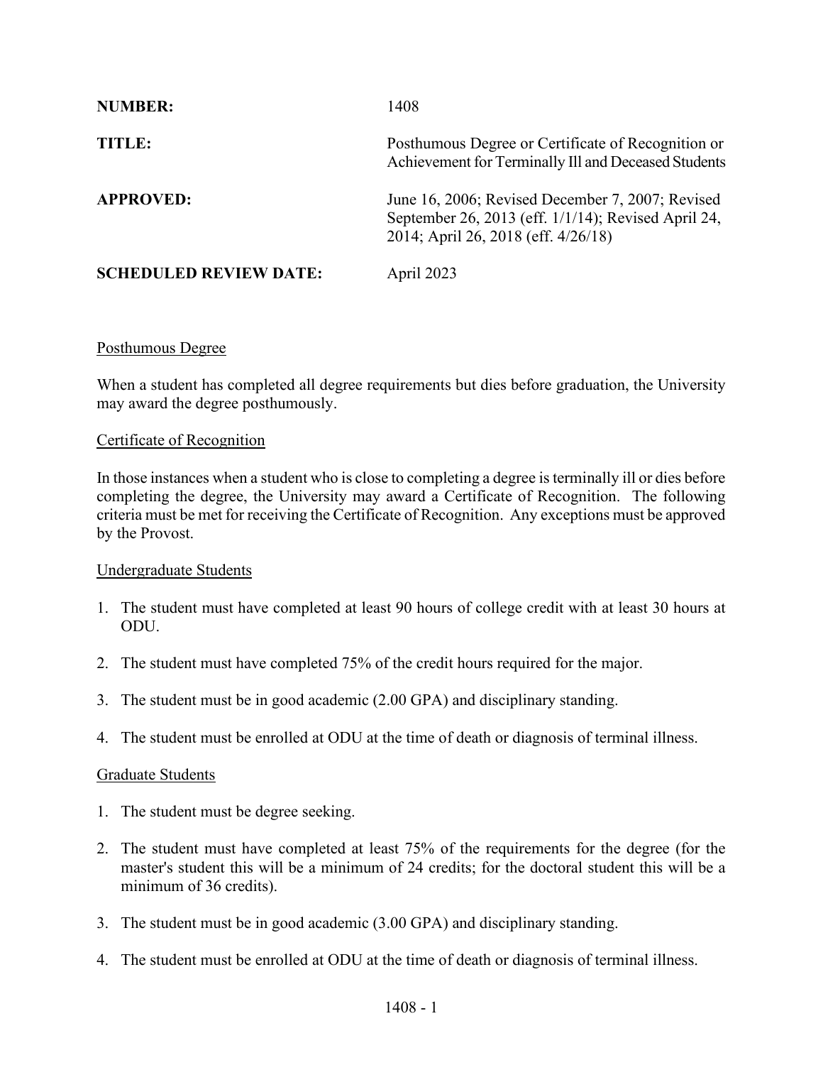**NUMBER:** 1408

**TITLE:** Posthumous Degree or Certificate of Recognition or Achievement for Terminally Ill and Deceased Students

**APPROVED:** June 16, 2006; Revised December 7, 2007; Revised September 26, 2013 (eff. 1/1/14); Revised April 24, 2014; April 26, 2018 (eff. 4/26/18)

**SCHEDULED REVIEW DATE:** April 2023

## Posthumous Degree

When a student has completed all degree requirements but dies before graduation, the University may award the degree posthumously.

## Certificate of Recognition

In those instances when a student who is close to completing a degree is terminally ill or dies before completing the degree, the University may award a Certificate of Recognition. The following criteria must be met for receiving the Certificate of Recognition. Any exceptions must be approved by the Provost.

### Undergraduate Students

1. The student must have completed at least 90 hours of college credit with at least 30 hours at ODU.
2. The student must have completed 75% of the credit hours required for the major.
3. The student must be in good academic (2.00 GPA) and disciplinary standing.
4. The student must be enrolled at ODU at the time of death or diagnosis of terminal illness.

### Graduate Students

1. The student must be degree seeking.
2. The student must have completed at least 75% of the requirements for the degree (for the master's student this will be a minimum of 24 credits; for the doctoral student this will be a minimum of 36 credits).
3. The student must be in good academic (3.00 GPA) and disciplinary standing.
4. The student must be enrolled at ODU at the time of death or diagnosis of terminal illness.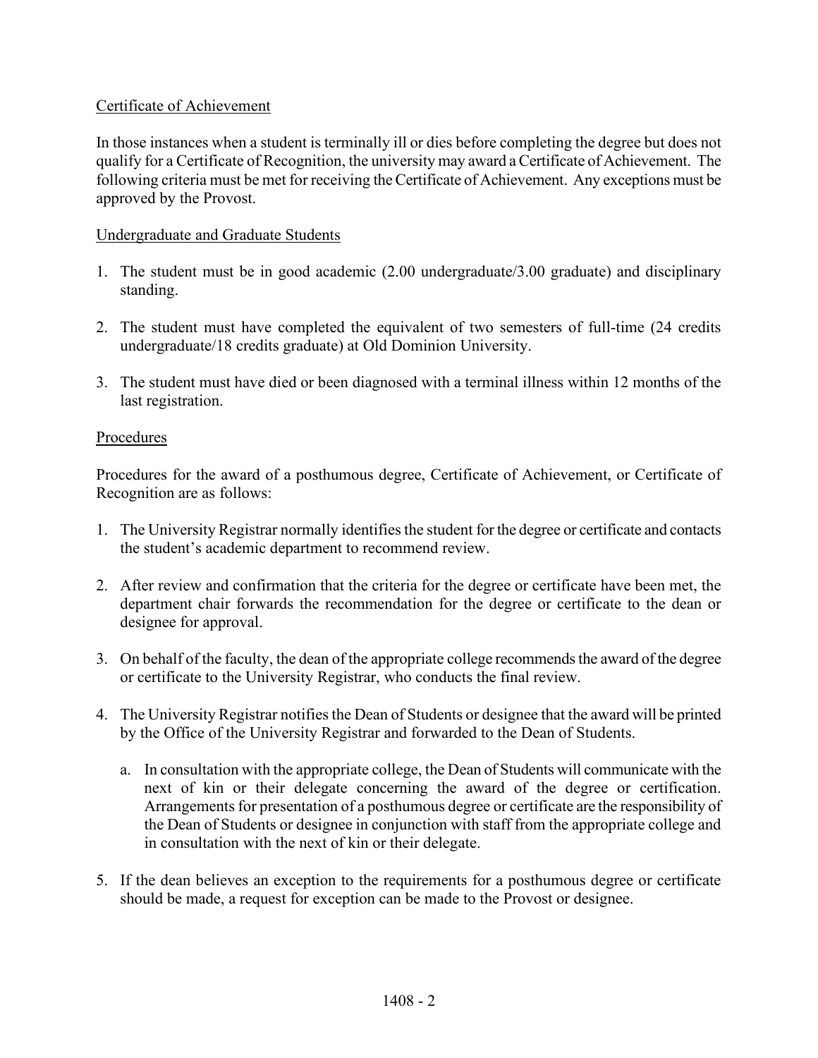## Certificate of Achievement

In those instances when a student is terminally ill or dies before completing the degree but does not qualify for a Certificate of Recognition, the university may award a Certificate of Achievement. The following criteria must be met for receiving the Certificate of Achievement. Any exceptions must be approved by the Provost.

### Undergraduate and Graduate Students

1. The student must be in good academic (2.00 undergraduate/3.00 graduate) and disciplinary standing.

2. The student must have completed the equivalent of two semesters of full-time (24 credits undergraduate/18 credits graduate) at Old Dominion University.

3. The student must have died or been diagnosed with a terminal illness within 12 months of the last registration.

## Procedures

Procedures for the award of a posthumous degree, Certificate of Achievement, or Certificate of Recognition are as follows:

1. The University Registrar normally identifies the student for the degree or certificate and contacts the student's academic department to recommend review.

2. After review and confirmation that the criteria for the degree or certificate have been met, the department chair forwards the recommendation for the degree or certificate to the dean or designee for approval.

3. On behalf of the faculty, the dean of the appropriate college recommends the award of the degree or certificate to the University Registrar, who conducts the final review.

4. The University Registrar notifies the Dean of Students or designee that the award will be printed by the Office of the University Registrar and forwarded to the Dean of Students.

   a. In consultation with the appropriate college, the Dean of Students will communicate with the next of kin or their delegate concerning the award of the degree or certification. Arrangements for presentation of a posthumous degree or certificate are the responsibility of the Dean of Students or designee in conjunction with staff from the appropriate college and in consultation with the next of kin or their delegate.

5. If the dean believes an exception to the requirements for a posthumous degree or certificate should be made, a request for exception can be made to the Provost or designee.